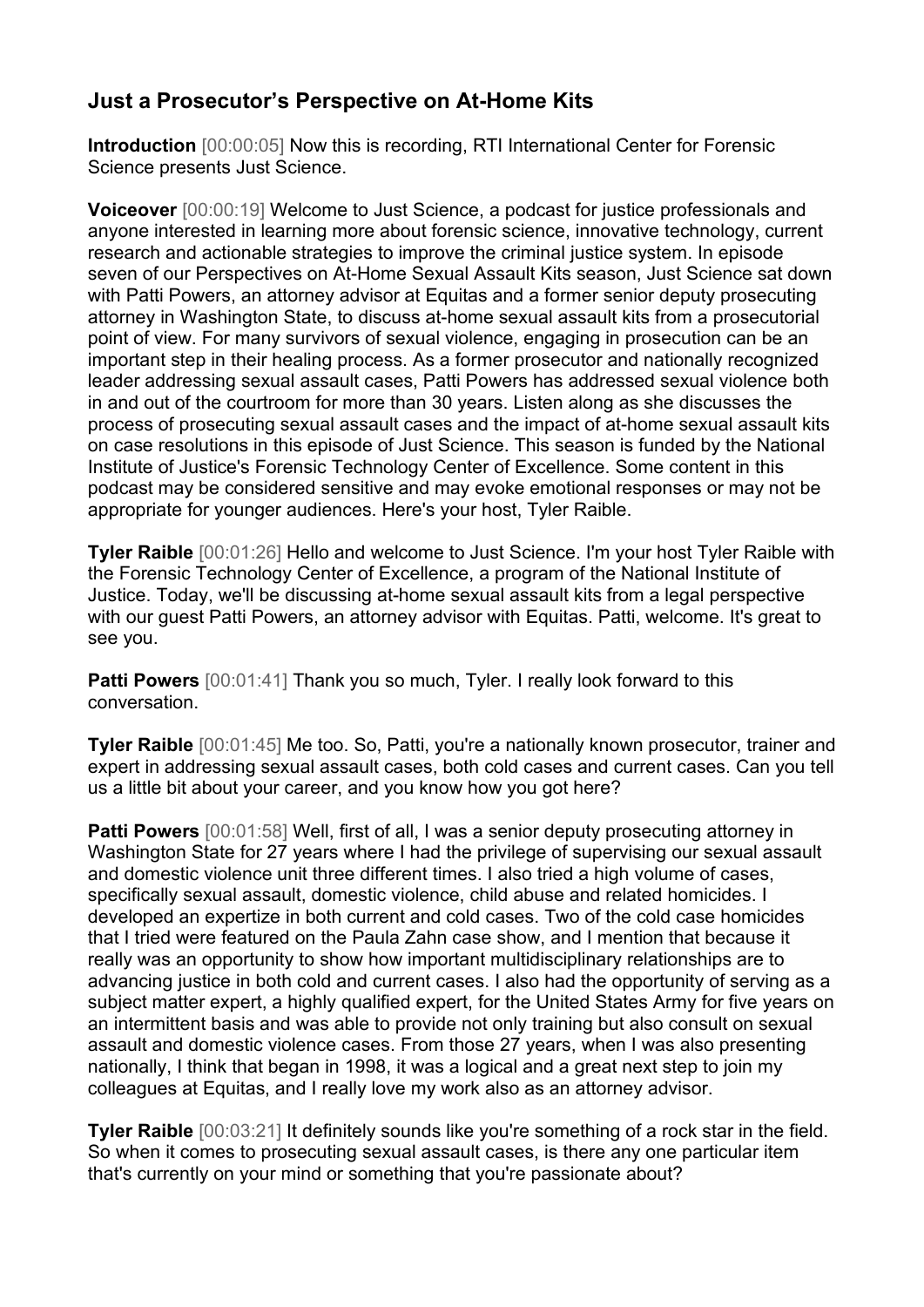# Just a Prosecutor's Perspective on At-Home Kits

**Introduction** [00:00:05] Now this is recording, RTI International Center for Forensic Science presents Just Science.

**Voiceover** [00:00:19] Welcome to Just Science, a podcast for justice professionals and anyone interested in learning more about forensic science, innovative technology, current research and actionable strategies to improve the criminal justice system. In episode seven of our Perspectives on At-Home Sexual Assault Kits season, Just Science sat down with Patti Powers, an attorney advisor at Equitas and a former senior deputy prosecuting attorney in Washington State, to discuss at-home sexual assault kits from a prosecutorial point of view. For many survivors of sexual violence, engaging in prosecution can be an important step in their healing process. As a former prosecutor and nationally recognized leader addressing sexual assault cases, Patti Powers has addressed sexual violence both in and out of the courtroom for more than 30 years. Listen along as she discusses the process of prosecuting sexual assault cases and the impact of at-home sexual assault kits on case resolutions in this episode of Just Science. This season is funded by the National Institute of Justice's Forensic Technology Center of Excellence. Some content in this podcast may be considered sensitive and may evoke emotional responses or may not be appropriate for younger audiences. Here's your host, Tyler Raible.

**Tyler Raible** [00:01:26] Hello and welcome to Just Science. I'm your host Tyler Raible with the Forensic Technology Center of Excellence, a program of the National Institute of Justice. Today, we'll be discussing at-home sexual assault kits from a legal perspective with our guest Patti Powers, an attorney advisor with Equitas. Patti, welcome. It's great to see you.

**Patti Powers** [00:01:41] Thank you so much, Tyler. I really look forward to this conversation.

**Tyler Raible** [00:01:45] Me too. So, Patti, you're a nationally known prosecutor, trainer and expert in addressing sexual assault cases, both cold cases and current cases. Can you tell us a little bit about your career, and you know how you got here?

**Patti Powers** [00:01:58] Well, first of all, I was a senior deputy prosecuting attorney in Washington State for 27 years where I had the privilege of supervising our sexual assault and domestic violence unit three different times. I also tried a high volume of cases, specifically sexual assault, domestic violence, child abuse and related homicides. I developed an expertize in both current and cold cases. Two of the cold case homicides that I tried were featured on the Paula Zahn case show, and I mention that because it really was an opportunity to show how important multidisciplinary relationships are to advancing justice in both cold and current cases. I also had the opportunity of serving as a subject matter expert, a highly qualified expert, for the United States Army for five years on an intermittent basis and was able to provide not only training but also consult on sexual assault and domestic violence cases. From those 27 years, when I was also presenting nationally, I think that began in 1998, it was a logical and a great next step to join my colleagues at Equitas, and I really love my work also as an attorney advisor.

**Tyler Raible** [00:03:21] It definitely sounds like you're something of a rock star in the field. So when it comes to prosecuting sexual assault cases, is there any one particular item that's currently on your mind or something that you're passionate about?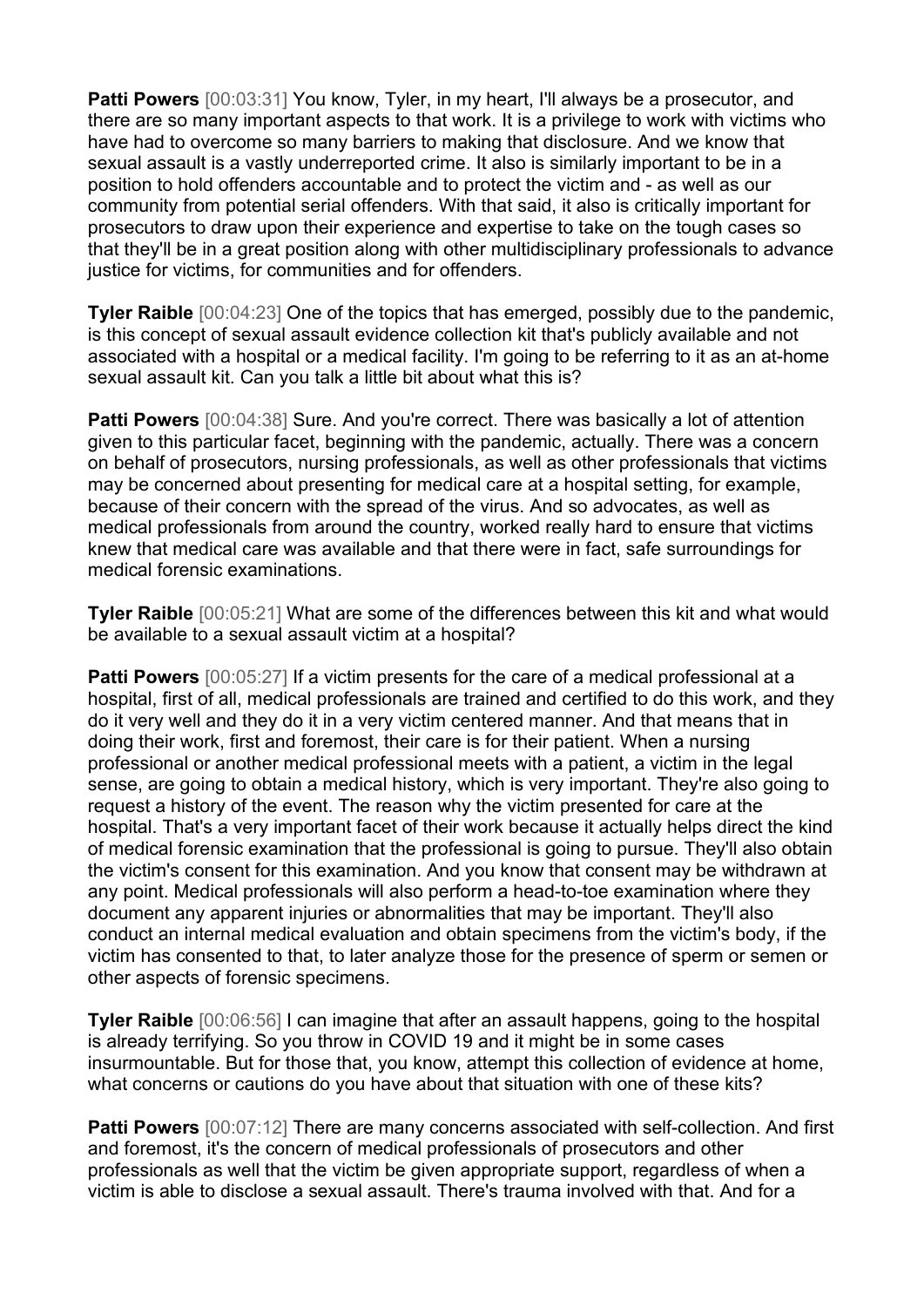**Patti Powers** [00:03:31] You know, Tyler, in my heart, I'll always be a prosecutor, and there are so many important aspects to that work. It is a privilege to work with victims who have had to overcome so many barriers to making that disclosure. And we know that sexual assault is a vastly underreported crime. It also is similarly important to be in a position to hold offenders accountable and to protect the victim and - as well as our community from potential serial offenders. With that said, it also is critically important for prosecutors to draw upon their experience and expertise to take on the tough cases so that they'll be in a great position along with other multidisciplinary professionals to advance justice for victims, for communities and for offenders.

**Tyler Raible** [00:04:23] One of the topics that has emerged, possibly due to the pandemic, is this concept of sexual assault evidence collection kit that's publicly available and not associated with a hospital or a medical facility. I'm going to be referring to it as an at-home sexual assault kit. Can you talk a little bit about what this is?

**Patti Powers** [00:04:38] Sure. And you're correct. There was basically a lot of attention given to this particular facet, beginning with the pandemic, actually. There was a concern on behalf of prosecutors, nursing professionals, as well as other professionals that victims may be concerned about presenting for medical care at a hospital setting, for example, because of their concern with the spread of the virus. And so advocates, as well as medical professionals from around the country, worked really hard to ensure that victims knew that medical care was available and that there were in fact, safe surroundings for medical forensic examinations.

**Tyler Raible** [00:05:21] What are some of the differences between this kit and what would be available to a sexual assault victim at a hospital?

**Patti Powers** [00:05:27] If a victim presents for the care of a medical professional at a hospital, first of all, medical professionals are trained and certified to do this work, and they do it very well and they do it in a very victim centered manner. And that means that in doing their work, first and foremost, their care is for their patient. When a nursing professional or another medical professional meets with a patient, a victim in the legal sense, are going to obtain a medical history, which is very important. They're also going to request a history of the event. The reason why the victim presented for care at the hospital. That's a very important facet of their work because it actually helps direct the kind of medical forensic examination that the professional is going to pursue. They'll also obtain the victim's consent for this examination. And you know that consent may be withdrawn at any point. Medical professionals will also perform a head-to-toe examination where they document any apparent injuries or abnormalities that may be important. They'll also conduct an internal medical evaluation and obtain specimens from the victim's body, if the victim has consented to that, to later analyze those for the presence of sperm or semen or other aspects of forensic specimens.

**Tyler Raible** [00:06:56] I can imagine that after an assault happens, going to the hospital is already terrifying. So you throw in COVID 19 and it might be in some cases insurmountable. But for those that, you know, attempt this collection of evidence at home, what concerns or cautions do you have about that situation with one of these kits?

**Patti Powers** [00:07:12] There are many concerns associated with self-collection. And first and foremost, it's the concern of medical professionals of prosecutors and other professionals as well that the victim be given appropriate support, regardless of when a victim is able to disclose a sexual assault. There's trauma involved with that. And for a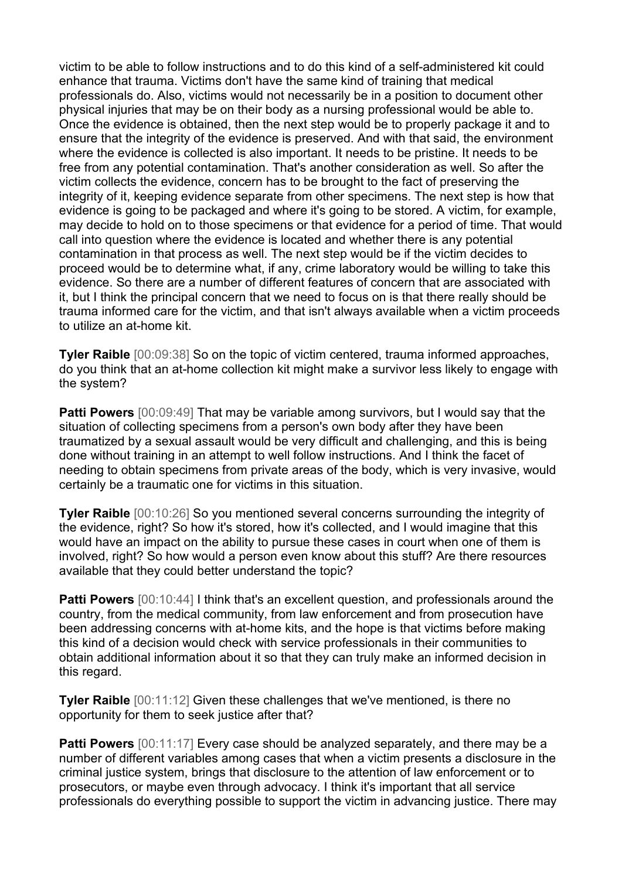victim to be able to follow instructions and to do this kind of a self-administered kit could enhance that trauma. Victims don't have the same kind of training that medical professionals do. Also, victims would not necessarily be in a position to document other physical injuries that may be on their body as a nursing professional would be able to. Once the evidence is obtained, then the next step would be to properly package it and to ensure that the integrity of the evidence is preserved. And with that said, the environment where the evidence is collected is also important. It needs to be pristine. It needs to be free from any potential contamination. That's another consideration as well. So after the victim collects the evidence, concern has to be brought to the fact of preserving the integrity of it, keeping evidence separate from other specimens. The next step is how that evidence is going to be packaged and where it's going to be stored. A victim, for example, may decide to hold on to those specimens or that evidence for a period of time. That would call into question where the evidence is located and whether there is any potential contamination in that process as well. The next step would be if the victim decides to proceed would be to determine what, if any, crime laboratory would be willing to take this evidence. So there are a number of different features of concern that are associated with it, but I think the principal concern that we need to focus on is that there really should be trauma informed care for the victim, and that isn't always available when a victim proceeds to utilize an at-home kit.

**Tyler Raible** [00:09:38] So on the topic of victim centered, trauma informed approaches, do you think that an at-home collection kit might make a survivor less likely to engage with the system?

**Patti Powers** [00:09:49] That may be variable among survivors, but I would say that the situation of collecting specimens from a person's own body after they have been traumatized by a sexual assault would be very difficult and challenging, and this is being done without training in an attempt to well follow instructions. And I think the facet of needing to obtain specimens from private areas of the body, which is very invasive, would certainly be a traumatic one for victims in this situation.

**Tyler Raible** [00:10:26] So you mentioned several concerns surrounding the integrity of the evidence, right? So how it's stored, how it's collected, and I would imagine that this would have an impact on the ability to pursue these cases in court when one of them is involved, right? So how would a person even know about this stuff? Are there resources available that they could better understand the topic?

**Patti Powers** [00:10:44] I think that's an excellent question, and professionals around the country, from the medical community, from law enforcement and from prosecution have been addressing concerns with at-home kits, and the hope is that victims before making this kind of a decision would check with service professionals in their communities to obtain additional information about it so that they can truly make an informed decision in this regard.

**Tyler Raible** [00:11:12] Given these challenges that we've mentioned, is there no opportunity for them to seek justice after that?

**Patti Powers** [00:11:17] Every case should be analyzed separately, and there may be a number of different variables among cases that when a victim presents a disclosure in the criminal justice system, brings that disclosure to the attention of law enforcement or to prosecutors, or maybe even through advocacy. I think it's important that all service professionals do everything possible to support the victim in advancing justice. There may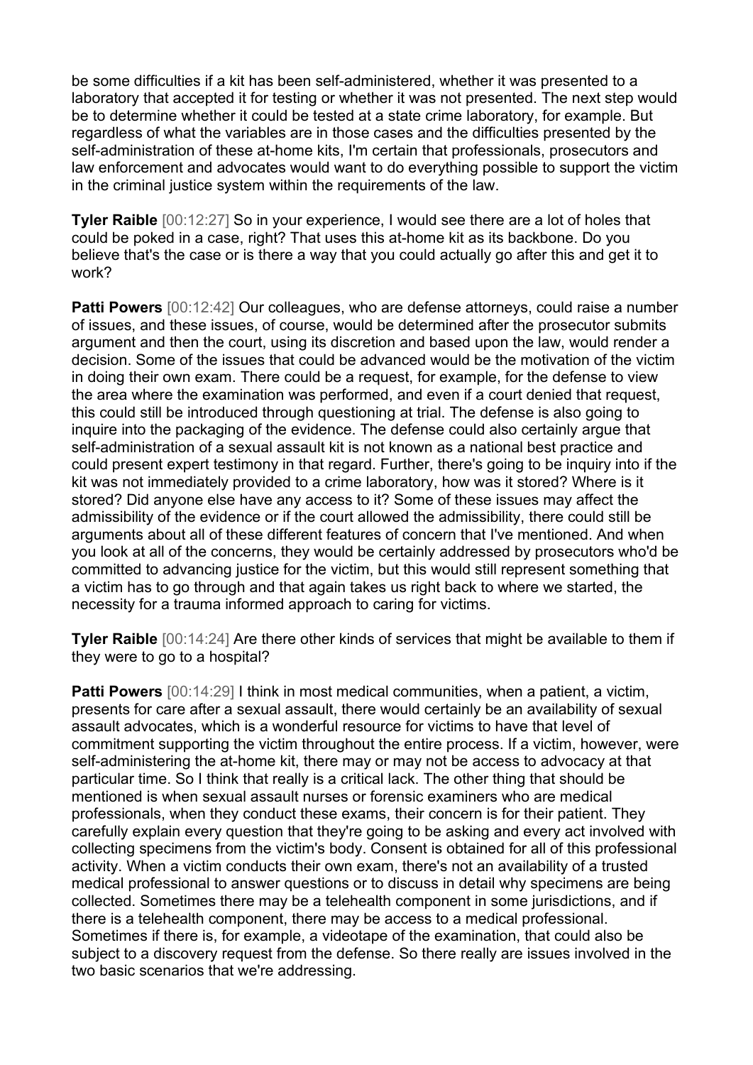be some difficulties if a kit has been self-administered, whether it was presented to a laboratory that accepted it for testing or whether it was not presented. The next step would be to determine whether it could be tested at a state crime laboratory, for example. But regardless of what the variables are in those cases and the difficulties presented by the self-administration of these at-home kits, I'm certain that professionals, prosecutors and law enforcement and advocates would want to do everything possible to support the victim in the criminal justice system within the requirements of the law.

**Tyler Raible** [00:12:27] So in your experience, I would see there are a lot of holes that could be poked in a case, right? That uses this at-home kit as its backbone. Do you believe that's the case or is there a way that you could actually go after this and get it to work?

**Patti Powers** [00:12:42] Our colleagues, who are defense attorneys, could raise a number of issues, and these issues, of course, would be determined after the prosecutor submits argument and then the court, using its discretion and based upon the law, would render a decision. Some of the issues that could be advanced would be the motivation of the victim in doing their own exam. There could be a request, for example, for the defense to view the area where the examination was performed, and even if a court denied that request, this could still be introduced through questioning at trial. The defense is also going to inquire into the packaging of the evidence. The defense could also certainly argue that self-administration of a sexual assault kit is not known as a national best practice and could present expert testimony in that regard. Further, there's going to be inquiry into if the kit was not immediately provided to a crime laboratory, how was it stored? Where is it stored? Did anyone else have any access to it? Some of these issues may affect the admissibility of the evidence or if the court allowed the admissibility, there could still be arguments about all of these different features of concern that I've mentioned. And when you look at all of the concerns, they would be certainly addressed by prosecutors who'd be committed to advancing justice for the victim, but this would still represent something that a victim has to go through and that again takes us right back to where we started, the necessity for a trauma informed approach to caring for victims.

**Tyler Raible** [00:14:24] Are there other kinds of services that might be available to them if they were to go to a hospital?

**Patti Powers** [00:14:29] I think in most medical communities, when a patient, a victim, presents for care after a sexual assault, there would certainly be an availability of sexual assault advocates, which is a wonderful resource for victims to have that level of commitment supporting the victim throughout the entire process. If a victim, however, were self-administering the at-home kit, there may or may not be access to advocacy at that particular time. So I think that really is a critical lack. The other thing that should be mentioned is when sexual assault nurses or forensic examiners who are medical professionals, when they conduct these exams, their concern is for their patient. They carefully explain every question that they're going to be asking and every act involved with collecting specimens from the victim's body. Consent is obtained for all of this professional activity. When a victim conducts their own exam, there's not an availability of a trusted medical professional to answer questions or to discuss in detail why specimens are being collected. Sometimes there may be a telehealth component in some jurisdictions, and if there is a telehealth component, there may be access to a medical professional. Sometimes if there is, for example, a videotape of the examination, that could also be subject to a discovery request from the defense. So there really are issues involved in the two basic scenarios that we're addressing.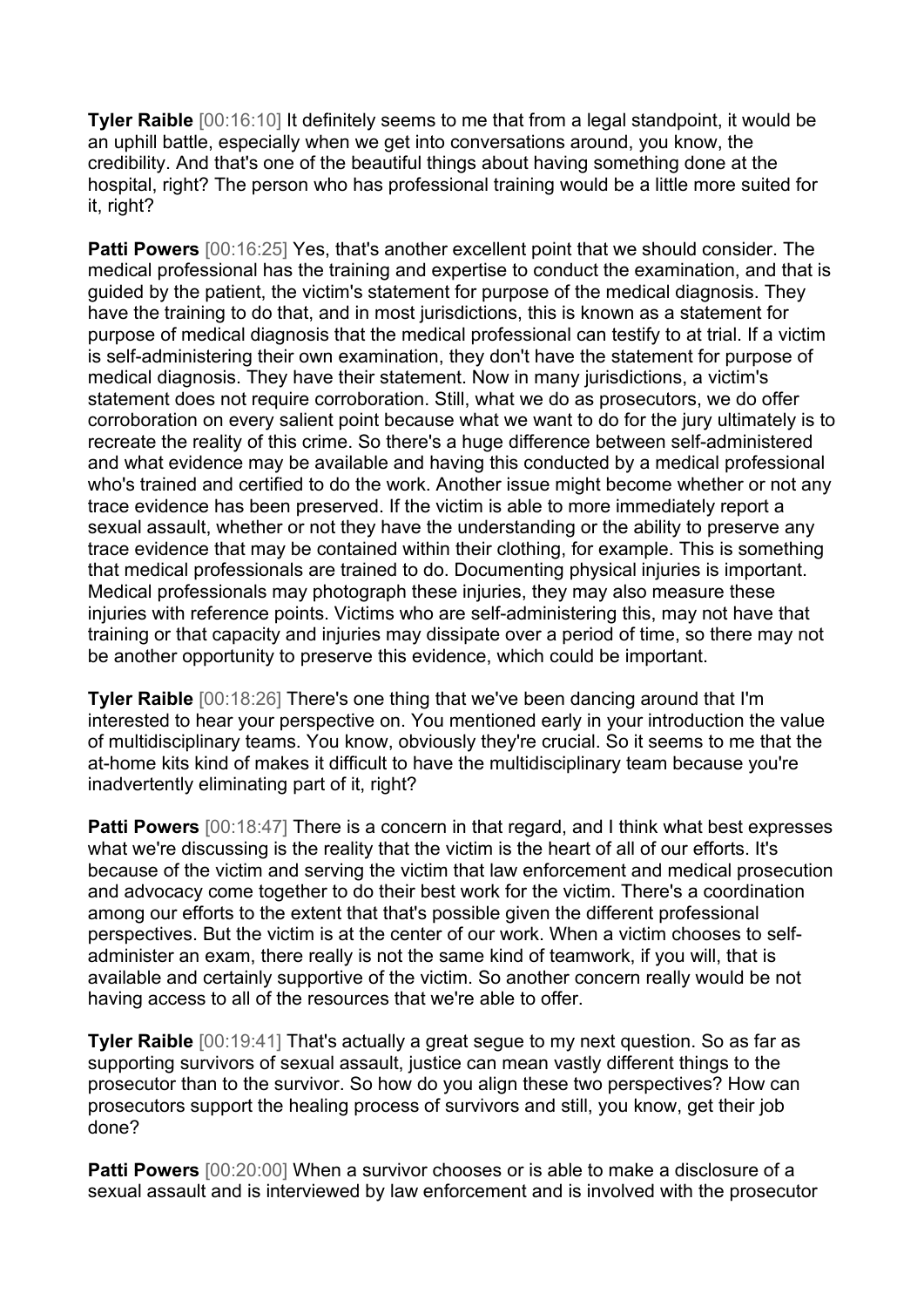**Tyler Raible** [00:16:10] It definitely seems to me that from a legal standpoint, it would be an uphill battle, especially when we get into conversations around, you know, the credibility. And that's one of the beautiful things about having something done at the hospital, right? The person who has professional training would be a little more suited for it, right?

**Patti Powers** [00:16:25] Yes, that's another excellent point that we should consider. The medical professional has the training and expertise to conduct the examination, and that is guided by the patient, the victim's statement for purpose of the medical diagnosis. They have the training to do that, and in most jurisdictions, this is known as a statement for purpose of medical diagnosis that the medical professional can testify to at trial. If a victim is self-administering their own examination, they don't have the statement for purpose of medical diagnosis. They have their statement. Now in many jurisdictions, a victim's statement does not require corroboration. Still, what we do as prosecutors, we do offer corroboration on every salient point because what we want to do for the jury ultimately is to recreate the reality of this crime. So there's a huge difference between self-administered and what evidence may be available and having this conducted by a medical professional who's trained and certified to do the work. Another issue might become whether or not any trace evidence has been preserved. If the victim is able to more immediately report a sexual assault, whether or not they have the understanding or the ability to preserve any trace evidence that may be contained within their clothing, for example. This is something that medical professionals are trained to do. Documenting physical injuries is important. Medical professionals may photograph these injuries, they may also measure these injuries with reference points. Victims who are self-administering this, may not have that training or that capacity and injuries may dissipate over a period of time, so there may not be another opportunity to preserve this evidence, which could be important.

**Tyler Raible** [00:18:26] There's one thing that we've been dancing around that I'm interested to hear your perspective on. You mentioned early in your introduction the value of multidisciplinary teams. You know, obviously they're crucial. So it seems to me that the at-home kits kind of makes it difficult to have the multidisciplinary team because you're inadvertently eliminating part of it, right?

**Patti Powers** [00:18:47] There is a concern in that regard, and I think what best expresses what we're discussing is the reality that the victim is the heart of all of our efforts. It's because of the victim and serving the victim that law enforcement and medical prosecution and advocacy come together to do their best work for the victim. There's a coordination among our efforts to the extent that that's possible given the different professional perspectives. But the victim is at the center of our work. When a victim chooses to self-administer an exam, there really is not the same kind of teamwork, if you will, that is available and certainly supportive of the victim. So another concern really would be not having access to all of the resources that we're able to offer.

**Tyler Raible** [00:19:41] That's actually a great segue to my next question. So as far as supporting survivors of sexual assault, justice can mean vastly different things to the prosecutor than to the survivor. So how do you align these two perspectives? How can prosecutors support the healing process of survivors and still, you know, get their job done?

**Patti Powers** [00:20:00] When a survivor chooses or is able to make a disclosure of a sexual assault and is interviewed by law enforcement and is involved with the prosecutor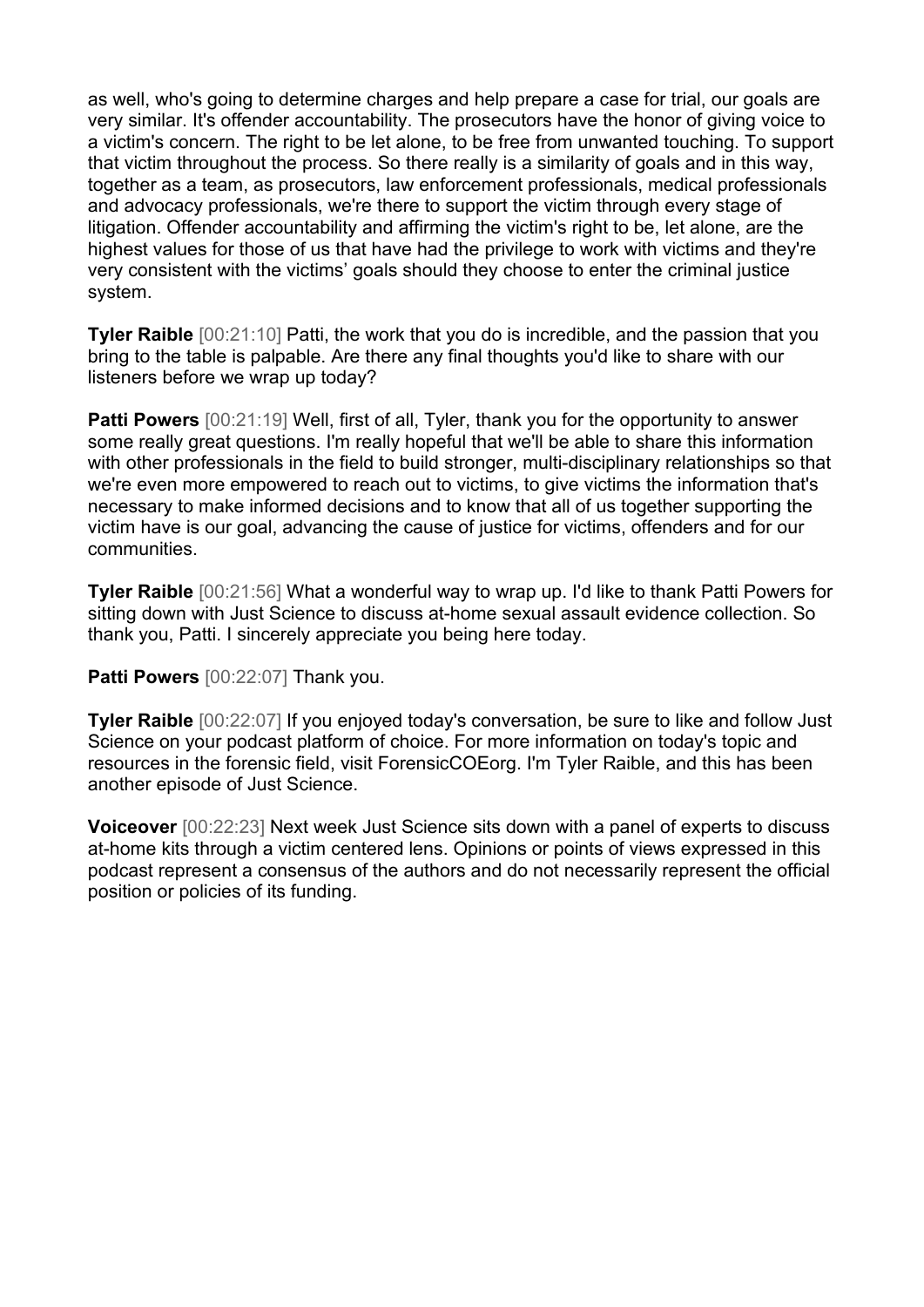as well, who's going to determine charges and help prepare a case for trial, our goals are very similar. It's offender accountability. The prosecutors have the honor of giving voice to a victim's concern. The right to be let alone, to be free from unwanted touching. To support that victim throughout the process. So there really is a similarity of goals and in this way, together as a team, as prosecutors, law enforcement professionals, medical professionals and advocacy professionals, we're there to support the victim through every stage of litigation. Offender accountability and affirming the victim's right to be, let alone, are the highest values for those of us that have had the privilege to work with victims and they're very consistent with the victims' goals should they choose to enter the criminal justice system.

**Tyler Raible** [00:21:10] Patti, the work that you do is incredible, and the passion that you bring to the table is palpable. Are there any final thoughts you'd like to share with our listeners before we wrap up today?

**Patti Powers** [00:21:19] Well, first of all, Tyler, thank you for the opportunity to answer some really great questions. I'm really hopeful that we'll be able to share this information with other professionals in the field to build stronger, multi-disciplinary relationships so that we're even more empowered to reach out to victims, to give victims the information that's necessary to make informed decisions and to know that all of us together supporting the victim have is our goal, advancing the cause of justice for victims, offenders and for our communities.

**Tyler Raible** [00:21:56] What a wonderful way to wrap up. I'd like to thank Patti Powers for sitting down with Just Science to discuss at-home sexual assault evidence collection. So thank you, Patti. I sincerely appreciate you being here today.

**Patti Powers** [00:22:07] Thank you.

**Tyler Raible** [00:22:07] If you enjoyed today's conversation, be sure to like and follow Just Science on your podcast platform of choice. For more information on today's topic and resources in the forensic field, visit ForensicCOEorg. I'm Tyler Raible, and this has been another episode of Just Science.

**Voiceover** [00:22:23] Next week Just Science sits down with a panel of experts to discuss at-home kits through a victim centered lens. Opinions or points of views expressed in this podcast represent a consensus of the authors and do not necessarily represent the official position or policies of its funding.